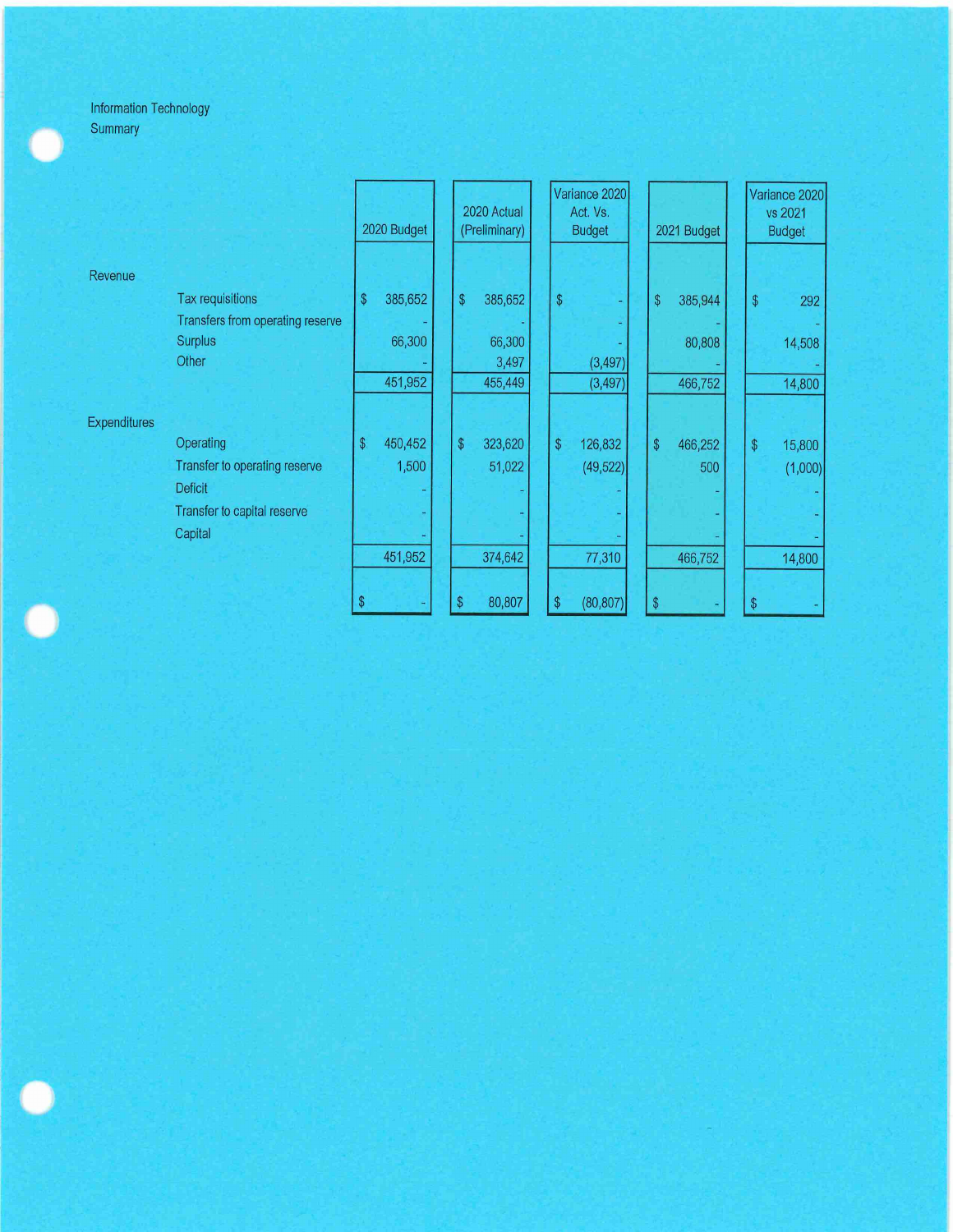Information Technology
Summary

| | 2020 Budget | 2020 Actual (Preliminary) | Variance 2020 Act. Vs. Budget | 2021 Budget | Variance 2020 vs 2021 Budget |
|---|---|---|---|---|---|
| **Revenue** | | | | | |
| Tax requisitions | $ 385,652 | $ 385,652 | $ - | $ 385,944 | $ 292 |
| Transfers from operating reserve | - | - | - | - | - |
| Surplus | 66,300 | 66,300 | - | 80,808 | 14,508 |
| Other | - | 3,497 | (3,497) | - | - |
| | 451,952 | 455,449 | (3,497) | 466,752 | 14,800 |
| **Expenditures** | | | | | |
| Operating | $ 450,452 | $ 323,620 | $ 126,832 | $ 466,252 | $ 15,800 |
| Transfer to operating reserve | 1,500 | 51,022 | (49,522) | 500 | (1,000) |
| Deficit | - | - | - | - | - |
| Transfer to capital reserve | - | - | - | - | - |
| Capital | - | - | - | - | - |
| | 451,952 | 374,642 | 77,310 | 466,752 | 14,800 |
| | $ - | $ 80,807 | $ (80,807) | $ - | $ - |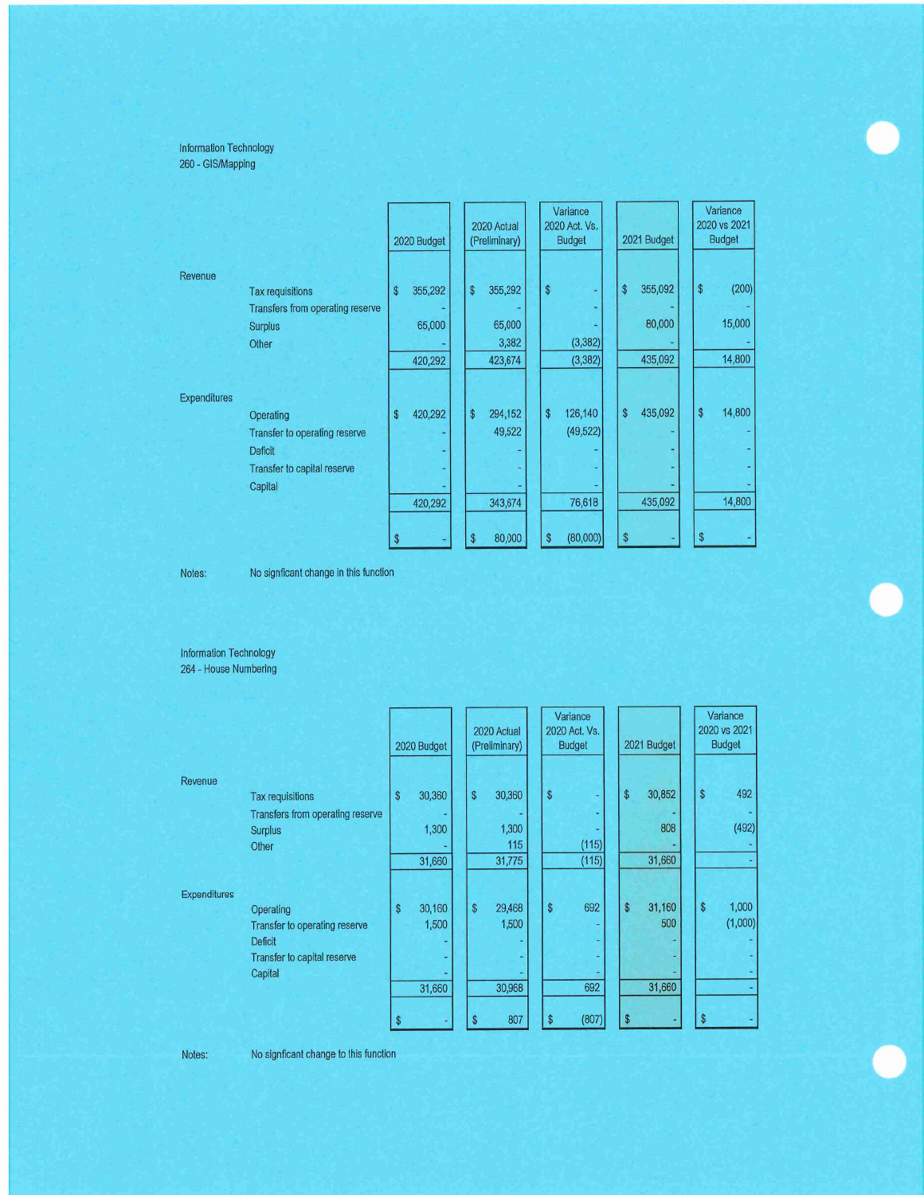Information Technology
260 - GIS/Mapping

| | | 2020 Budget | 2020 Actual (Preliminary) | Variance 2020 Act. Vs. Budget | 2021 Budget | Variance 2020 vs 2021 Budget |
|---|---|---|---|---|---|---|
| Revenue | | | | | | |
| | Tax requisitions | $ 355,292 | $ 355,292 | $ - | $ 355,092 | $ (200) |
| | Transfers from operating reserve | - | - | - | - | - |
| | Surplus | 65,000 | 65,000 | - | 80,000 | 15,000 |
| | Other | - | 3,382 | (3,382) | - | - |
| | | 420,292 | 423,674 | (3,382) | 435,092 | 14,800 |
| Expenditures | | | | | | |
| | Operating | $ 420,292 | $ 294,152 | $ 126,140 | $ 435,092 | $ 14,800 |
| | Transfer to operating reserve | - | 49,522 | (49,522) | - | - |
| | Deficit | - | - | - | - | - |
| | Transfer to capital reserve | - | - | - | - | - |
| | Capital | - | - | - | - | - |
| | | 420,292 | 343,674 | 76,618 | 435,092 | 14,800 |
| | | $ - | $ 80,000 | $ (80,000) | $ - | $ - |

Notes: No signficant change in this function

Information Technology
264 - House Numbering

| | | 2020 Budget | 2020 Actual (Preliminary) | Variance 2020 Act. Vs. Budget | 2021 Budget | Variance 2020 vs 2021 Budget |
|---|---|---|---|---|---|---|
| Revenue | | | | | | |
| | Tax requisitions | $ 30,360 | $ 30,360 | $ - | $ 30,852 | $ 492 |
| | Transfers from operating reserve | - | - | - | - | - |
| | Surplus | 1,300 | 1,300 | - | 808 | (492) |
| | Other | - | 115 | (115) | - | - |
| | | 31,660 | 31,775 | (115) | 31,660 | - |
| Expenditures | | | | | | |
| | Operating | $ 30,160 | $ 29,468 | $ 692 | $ 31,160 | $ 1,000 |
| | Transfer to operating reserve | 1,500 | 1,500 | - | 500 | (1,000) |
| | Deficit | - | - | - | - | - |
| | Transfer to capital reserve | - | - | - | - | - |
| | Capital | - | - | - | - | - |
| | | 31,660 | 30,968 | 692 | 31,660 | - |
| | | $ - | $ 807 | $ (807) | $ - | $ - |

Notes: No signficant change to this function